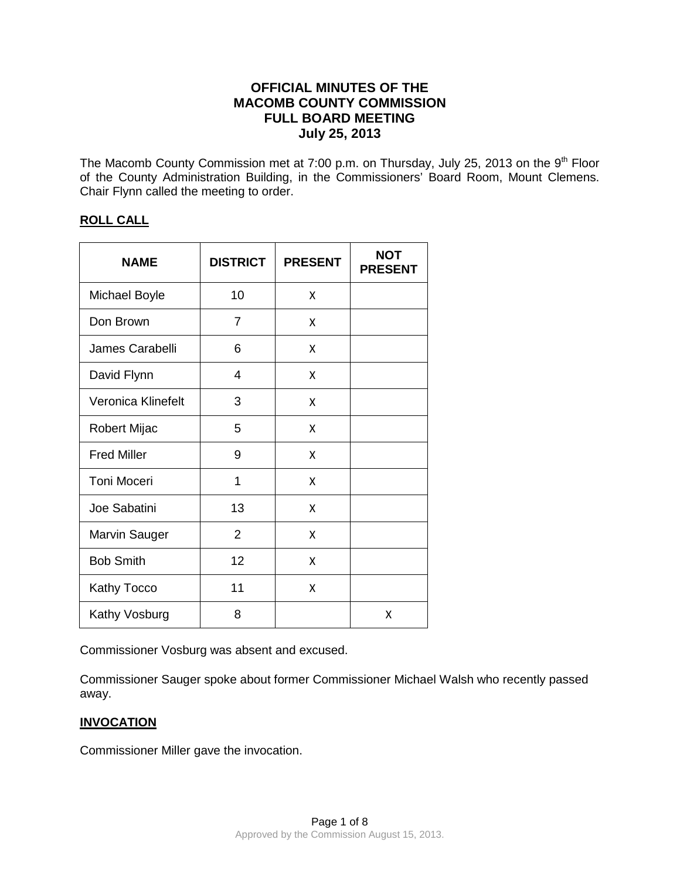# OFFICIAL MINUTES OF THE MACOMB COUNTY COMMISSION FULL BOARD MEETING July 25, 2013

The Macomb County Commission met at 7:00 p.m. on Thursday, July 25, 2013 on the 9th Floor of the County Administration Building, in the Commissioners' Board Room, Mount Clemens. Chair Flynn called the meeting to order.

## ROLL CALL

| NAME | DISTRICT | PRESENT | NOT PRESENT |
|---|---|---|---|
| Michael Boyle | 10 | X | |
| Don Brown | 7 | X | |
| James Carabelli | 6 | X | |
| David Flynn | 4 | X | |
| Veronica Klinefelt | 3 | X | |
| Robert Mijac | 5 | X | |
| Fred Miller | 9 | X | |
| Toni Moceri | 1 | X | |
| Joe Sabatini | 13 | X | |
| Marvin Sauger | 2 | X | |
| Bob Smith | 12 | X | |
| Kathy Tocco | 11 | X | |
| Kathy Vosburg | 8 | | X |

Commissioner Vosburg was absent and excused.

Commissioner Sauger spoke about former Commissioner Michael Walsh who recently passed away.

## INVOCATION

Commissioner Miller gave the invocation.

Approved by the Commission August 15, 2013.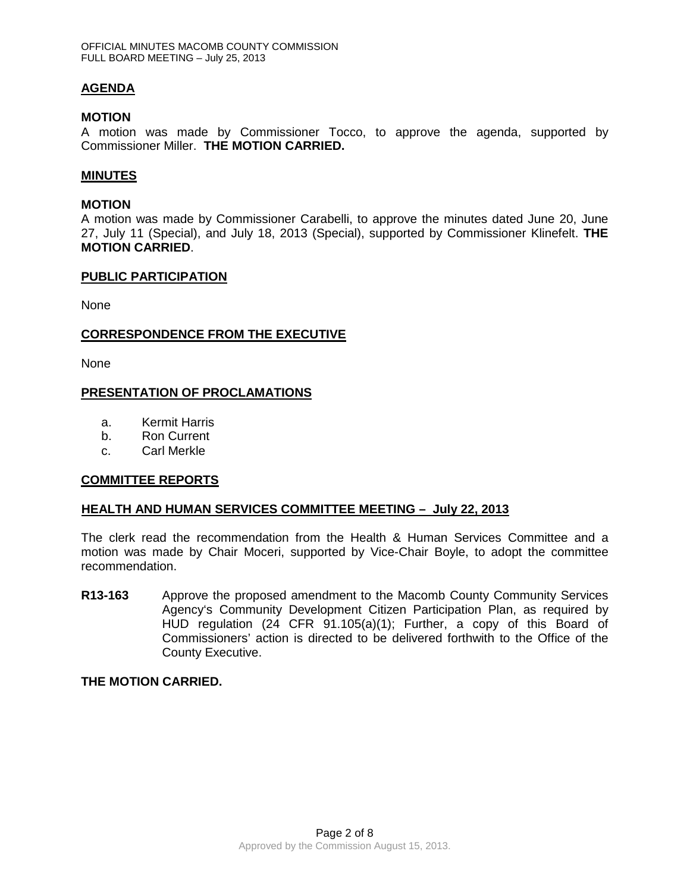## AGENDA

**MOTION**

A motion was made by Commissioner Tocco, to approve the agenda, supported by Commissioner Miller. **THE MOTION CARRIED.**

## MINUTES

**MOTION**

A motion was made by Commissioner Carabelli, to approve the minutes dated June 20, June 27, July 11 (Special), and July 18, 2013 (Special), supported by Commissioner Klinefelt. **THE MOTION CARRIED**.

## PUBLIC PARTICIPATION

None

## CORRESPONDENCE FROM THE EXECUTIVE

None

## PRESENTATION OF PROCLAMATIONS

a. Kermit Harris
b. Ron Current
c. Carl Merkle

## COMMITTEE REPORTS

### HEALTH AND HUMAN SERVICES COMMITTEE MEETING – July 22, 2013

The clerk read the recommendation from the Health & Human Services Committee and a motion was made by Chair Moceri, supported by Vice-Chair Boyle, to adopt the committee recommendation.

**R13-163** Approve the proposed amendment to the Macomb County Community Services Agency's Community Development Citizen Participation Plan, as required by HUD regulation (24 CFR 91.105(a)(1); Further, a copy of this Board of Commissioners' action is directed to be delivered forthwith to the Office of the County Executive.

**THE MOTION CARRIED.**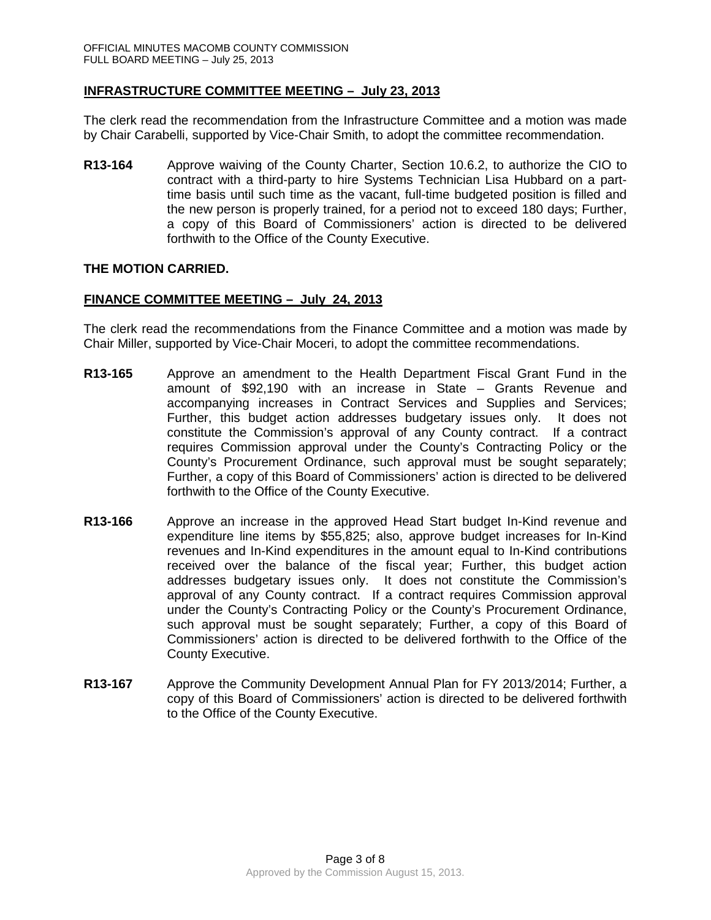## INFRASTRUCTURE COMMITTEE MEETING – July 23, 2013

The clerk read the recommendation from the Infrastructure Committee and a motion was made by Chair Carabelli, supported by Vice-Chair Smith, to adopt the committee recommendation.

**R13-164** Approve waiving of the County Charter, Section 10.6.2, to authorize the CIO to contract with a third-party to hire Systems Technician Lisa Hubbard on a part-time basis until such time as the vacant, full-time budgeted position is filled and the new person is properly trained, for a period not to exceed 180 days; Further, a copy of this Board of Commissioners' action is directed to be delivered forthwith to the Office of the County Executive.

**THE MOTION CARRIED.**

## FINANCE COMMITTEE MEETING – July 24, 2013

The clerk read the recommendations from the Finance Committee and a motion was made by Chair Miller, supported by Vice-Chair Moceri, to adopt the committee recommendations.

**R13-165** Approve an amendment to the Health Department Fiscal Grant Fund in the amount of $92,190 with an increase in State – Grants Revenue and accompanying increases in Contract Services and Supplies and Services; Further, this budget action addresses budgetary issues only. It does not constitute the Commission's approval of any County contract. If a contract requires Commission approval under the County's Contracting Policy or the County's Procurement Ordinance, such approval must be sought separately; Further, a copy of this Board of Commissioners' action is directed to be delivered forthwith to the Office of the County Executive.

**R13-166** Approve an increase in the approved Head Start budget In-Kind revenue and expenditure line items by $55,825; also, approve budget increases for In-Kind revenues and In-Kind expenditures in the amount equal to In-Kind contributions received over the balance of the fiscal year; Further, this budget action addresses budgetary issues only. It does not constitute the Commission's approval of any County contract. If a contract requires Commission approval under the County's Contracting Policy or the County's Procurement Ordinance, such approval must be sought separately; Further, a copy of this Board of Commissioners' action is directed to be delivered forthwith to the Office of the County Executive.

**R13-167** Approve the Community Development Annual Plan for FY 2013/2014; Further, a copy of this Board of Commissioners' action is directed to be delivered forthwith to the Office of the County Executive.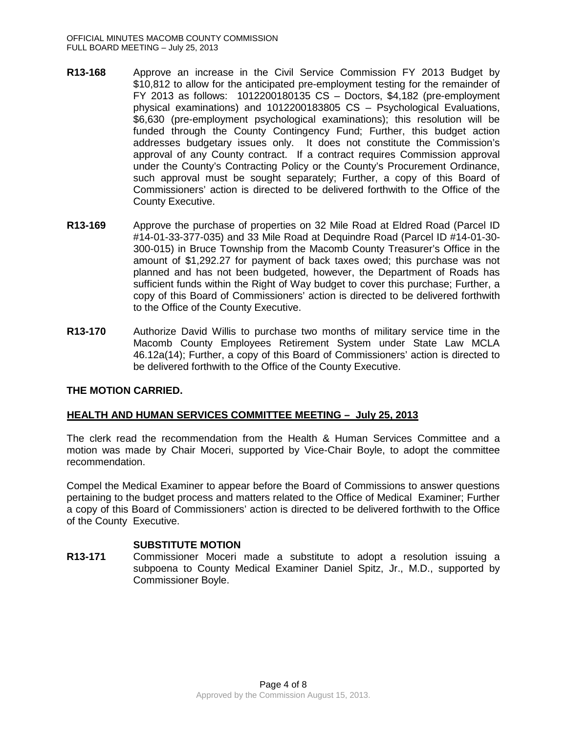**R13-168** Approve an increase in the Civil Service Commission FY 2013 Budget by $10,812 to allow for the anticipated pre-employment testing for the remainder of FY 2013 as follows: 1012200180135 CS – Doctors, $4,182 (pre-employment physical examinations) and 1012200183805 CS – Psychological Evaluations, $6,630 (pre-employment psychological examinations); this resolution will be funded through the County Contingency Fund; Further, this budget action addresses budgetary issues only. It does not constitute the Commission's approval of any County contract. If a contract requires Commission approval under the County's Contracting Policy or the County's Procurement Ordinance, such approval must be sought separately; Further, a copy of this Board of Commissioners' action is directed to be delivered forthwith to the Office of the County Executive.

**R13-169** Approve the purchase of properties on 32 Mile Road at Eldred Road (Parcel ID #14-01-33-377-035) and 33 Mile Road at Dequindre Road (Parcel ID #14-01-30-300-015) in Bruce Township from the Macomb County Treasurer's Office in the amount of $1,292.27 for payment of back taxes owed; this purchase was not planned and has not been budgeted, however, the Department of Roads has sufficient funds within the Right of Way budget to cover this purchase; Further, a copy of this Board of Commissioners' action is directed to be delivered forthwith to the Office of the County Executive.

**R13-170** Authorize David Willis to purchase two months of military service time in the Macomb County Employees Retirement System under State Law MCLA 46.12a(14); Further, a copy of this Board of Commissioners' action is directed to be delivered forthwith to the Office of the County Executive.

**THE MOTION CARRIED.**

## HEALTH AND HUMAN SERVICES COMMITTEE MEETING – July 25, 2013

The clerk read the recommendation from the Health & Human Services Committee and a motion was made by Chair Moceri, supported by Vice-Chair Boyle, to adopt the committee recommendation.

Compel the Medical Examiner to appear before the Board of Commissions to answer questions pertaining to the budget process and matters related to the Office of Medical Examiner; Further a copy of this Board of Commissioners' action is directed to be delivered forthwith to the Office of the County Executive.

**SUBSTITUTE MOTION**

**R13-171** Commissioner Moceri made a substitute to adopt a resolution issuing a subpoena to County Medical Examiner Daniel Spitz, Jr., M.D., supported by Commissioner Boyle.

Approved by the Commission August 15, 2013.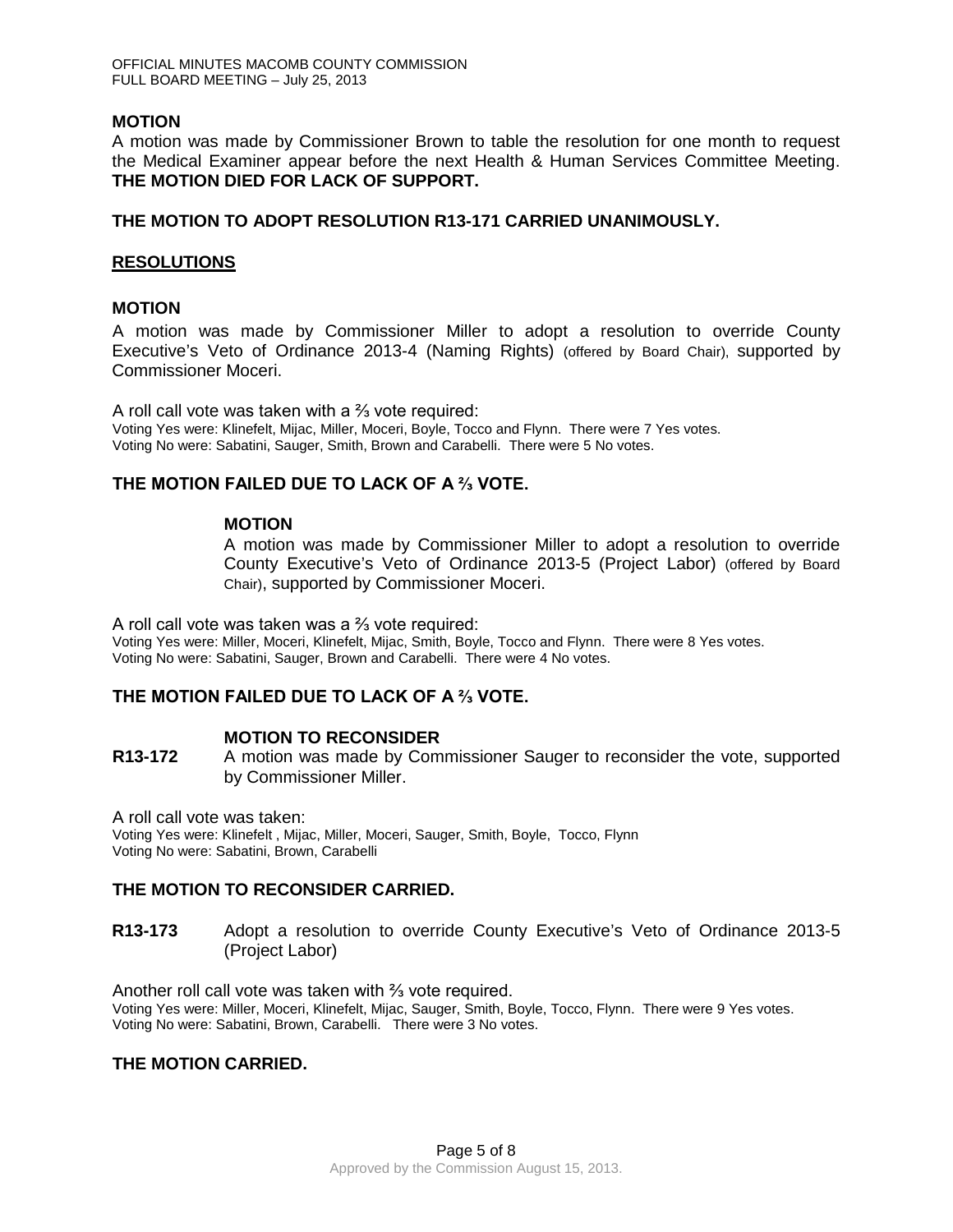**MOTION**

A motion was made by Commissioner Brown to table the resolution for one month to request the Medical Examiner appear before the next Health & Human Services Committee Meeting. **THE MOTION DIED FOR LACK OF SUPPORT.**

**THE MOTION TO ADOPT RESOLUTION R13-171 CARRIED UNANIMOUSLY.**

**RESOLUTIONS**

**MOTION**

A motion was made by Commissioner Miller to adopt a resolution to override County Executive's Veto of Ordinance 2013-4 (Naming Rights) (offered by Board Chair), supported by Commissioner Moceri.

A roll call vote was taken with a ⅔ vote required:
Voting Yes were: Klinefelt, Mijac, Miller, Moceri, Boyle, Tocco and Flynn. There were 7 Yes votes.
Voting No were: Sabatini, Sauger, Smith, Brown and Carabelli. There were 5 No votes.

**THE MOTION FAILED DUE TO LACK OF A ⅔ VOTE.**

**MOTION**

A motion was made by Commissioner Miller to adopt a resolution to override County Executive's Veto of Ordinance 2013-5 (Project Labor) (offered by Board Chair), supported by Commissioner Moceri.

A roll call vote was taken was a ⅔ vote required:
Voting Yes were: Miller, Moceri, Klinefelt, Mijac, Smith, Boyle, Tocco and Flynn. There were 8 Yes votes.
Voting No were: Sabatini, Sauger, Brown and Carabelli. There were 4 No votes.

**THE MOTION FAILED DUE TO LACK OF A ⅔ VOTE.**

**MOTION TO RECONSIDER**

**R13-172** A motion was made by Commissioner Sauger to reconsider the vote, supported by Commissioner Miller.

A roll call vote was taken:
Voting Yes were: Klinefelt , Mijac, Miller, Moceri, Sauger, Smith, Boyle, Tocco, Flynn
Voting No were: Sabatini, Brown, Carabelli

**THE MOTION TO RECONSIDER CARRIED.**

**R13-173** Adopt a resolution to override County Executive's Veto of Ordinance 2013-5 (Project Labor)

Another roll call vote was taken with ⅔ vote required.
Voting Yes were: Miller, Moceri, Klinefelt, Mijac, Sauger, Smith, Boyle, Tocco, Flynn. There were 9 Yes votes.
Voting No were: Sabatini, Brown, Carabelli. There were 3 No votes.

**THE MOTION CARRIED.**

Approved by the Commission August 15, 2013.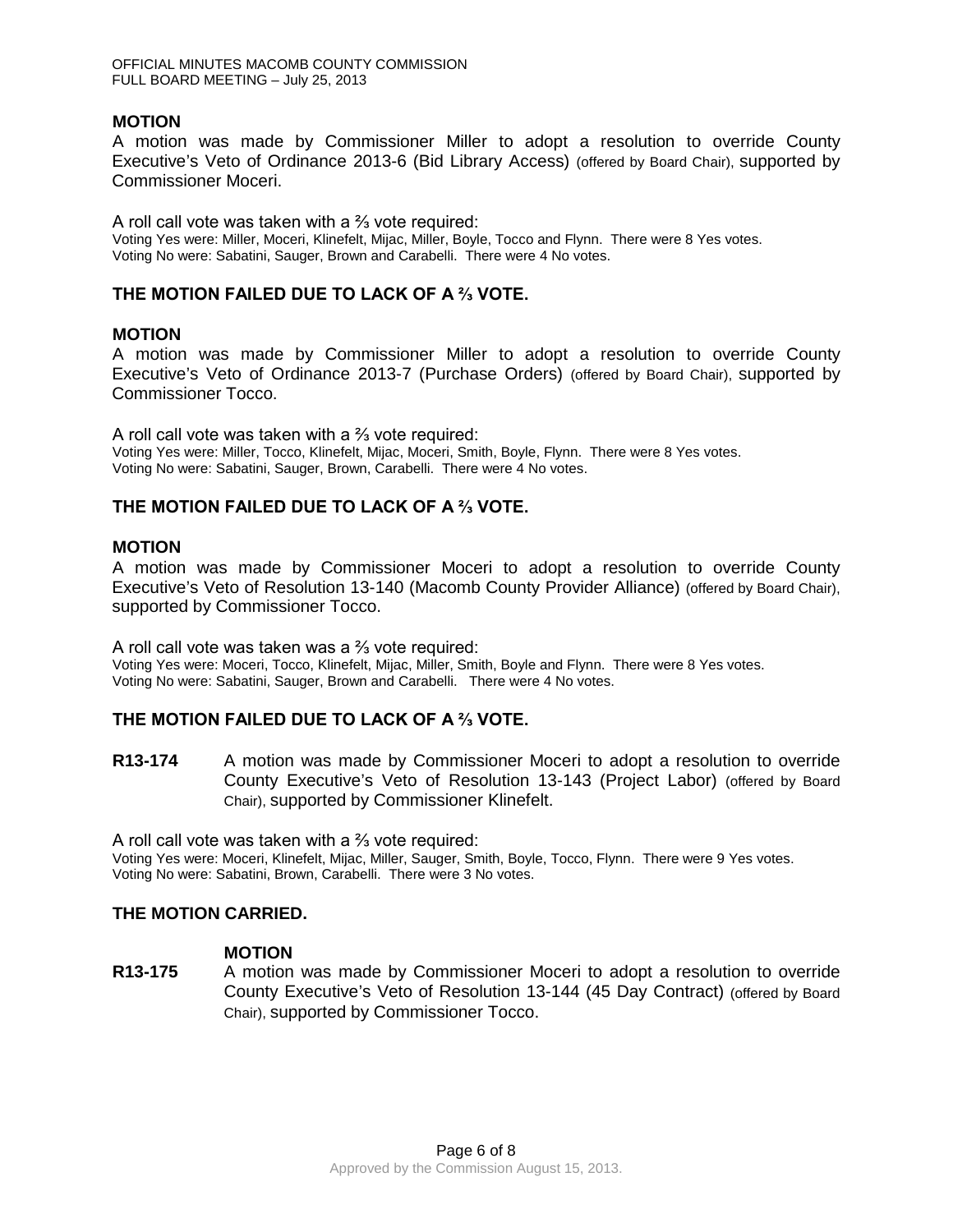**MOTION**

A motion was made by Commissioner Miller to adopt a resolution to override County Executive's Veto of Ordinance 2013-6 (Bid Library Access) (offered by Board Chair), supported by Commissioner Moceri.

A roll call vote was taken with a ⅔ vote required:
Voting Yes were: Miller, Moceri, Klinefelt, Mijac, Miller, Boyle, Tocco and Flynn. There were 8 Yes votes.
Voting No were: Sabatini, Sauger, Brown and Carabelli. There were 4 No votes.

**THE MOTION FAILED DUE TO LACK OF A ⅔ VOTE.**

**MOTION**

A motion was made by Commissioner Miller to adopt a resolution to override County Executive's Veto of Ordinance 2013-7 (Purchase Orders) (offered by Board Chair), supported by Commissioner Tocco.

A roll call vote was taken with a ⅔ vote required:
Voting Yes were: Miller, Tocco, Klinefelt, Mijac, Moceri, Smith, Boyle, Flynn. There were 8 Yes votes.
Voting No were: Sabatini, Sauger, Brown, Carabelli. There were 4 No votes.

**THE MOTION FAILED DUE TO LACK OF A ⅔ VOTE.**

**MOTION**

A motion was made by Commissioner Moceri to adopt a resolution to override County Executive's Veto of Resolution 13-140 (Macomb County Provider Alliance) (offered by Board Chair), supported by Commissioner Tocco.

A roll call vote was taken was a ⅔ vote required:
Voting Yes were: Moceri, Tocco, Klinefelt, Mijac, Miller, Smith, Boyle and Flynn. There were 8 Yes votes.
Voting No were: Sabatini, Sauger, Brown and Carabelli. There were 4 No votes.

**THE MOTION FAILED DUE TO LACK OF A ⅔ VOTE.**

**R13-174** A motion was made by Commissioner Moceri to adopt a resolution to override County Executive's Veto of Resolution 13-143 (Project Labor) (offered by Board Chair), supported by Commissioner Klinefelt.

A roll call vote was taken with a ⅔ vote required:
Voting Yes were: Moceri, Klinefelt, Mijac, Miller, Sauger, Smith, Boyle, Tocco, Flynn. There were 9 Yes votes.
Voting No were: Sabatini, Brown, Carabelli. There were 3 No votes.

**THE MOTION CARRIED.**

**MOTION**

**R13-175** A motion was made by Commissioner Moceri to adopt a resolution to override County Executive's Veto of Resolution 13-144 (45 Day Contract) (offered by Board Chair), supported by Commissioner Tocco.

Approved by the Commission August 15, 2013.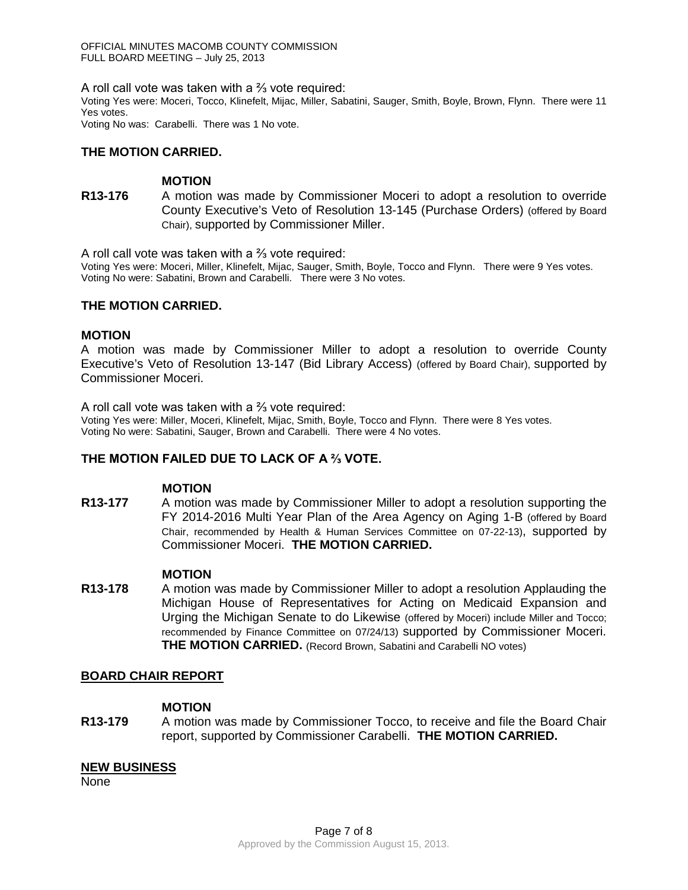A roll call vote was taken with a ⅔ vote required:
Voting Yes were: Moceri, Tocco, Klinefelt, Mijac, Miller, Sabatini, Sauger, Smith, Boyle, Brown, Flynn. There were 11 Yes votes.
Voting No was: Carabelli. There was 1 No vote.

**THE MOTION CARRIED.**

**MOTION**

**R13-176** A motion was made by Commissioner Moceri to adopt a resolution to override County Executive's Veto of Resolution 13-145 (Purchase Orders) (offered by Board Chair), supported by Commissioner Miller.

A roll call vote was taken with a ⅔ vote required:
Voting Yes were: Moceri, Miller, Klinefelt, Mijac, Sauger, Smith, Boyle, Tocco and Flynn. There were 9 Yes votes.
Voting No were: Sabatini, Brown and Carabelli. There were 3 No votes.

**THE MOTION CARRIED.**

**MOTION**

A motion was made by Commissioner Miller to adopt a resolution to override County Executive's Veto of Resolution 13-147 (Bid Library Access) (offered by Board Chair), supported by Commissioner Moceri.

A roll call vote was taken with a ⅔ vote required:
Voting Yes were: Miller, Moceri, Klinefelt, Mijac, Smith, Boyle, Tocco and Flynn. There were 8 Yes votes.
Voting No were: Sabatini, Sauger, Brown and Carabelli. There were 4 No votes.

**THE MOTION FAILED DUE TO LACK OF A ⅔ VOTE.**

**MOTION**

**R13-177** A motion was made by Commissioner Miller to adopt a resolution supporting the FY 2014-2016 Multi Year Plan of the Area Agency on Aging 1-B (offered by Board Chair, recommended by Health & Human Services Committee on 07-22-13), supported by Commissioner Moceri. **THE MOTION CARRIED.**

**MOTION**

**R13-178** A motion was made by Commissioner Miller to adopt a resolution Applauding the Michigan House of Representatives for Acting on Medicaid Expansion and Urging the Michigan Senate to do Likewise (offered by Moceri) include Miller and Tocco; recommended by Finance Committee on 07/24/13) supported by Commissioner Moceri. **THE MOTION CARRIED.** (Record Brown, Sabatini and Carabelli NO votes)

## BOARD CHAIR REPORT

**MOTION**

**R13-179** A motion was made by Commissioner Tocco, to receive and file the Board Chair report, supported by Commissioner Carabelli. **THE MOTION CARRIED.**

## NEW BUSINESS

None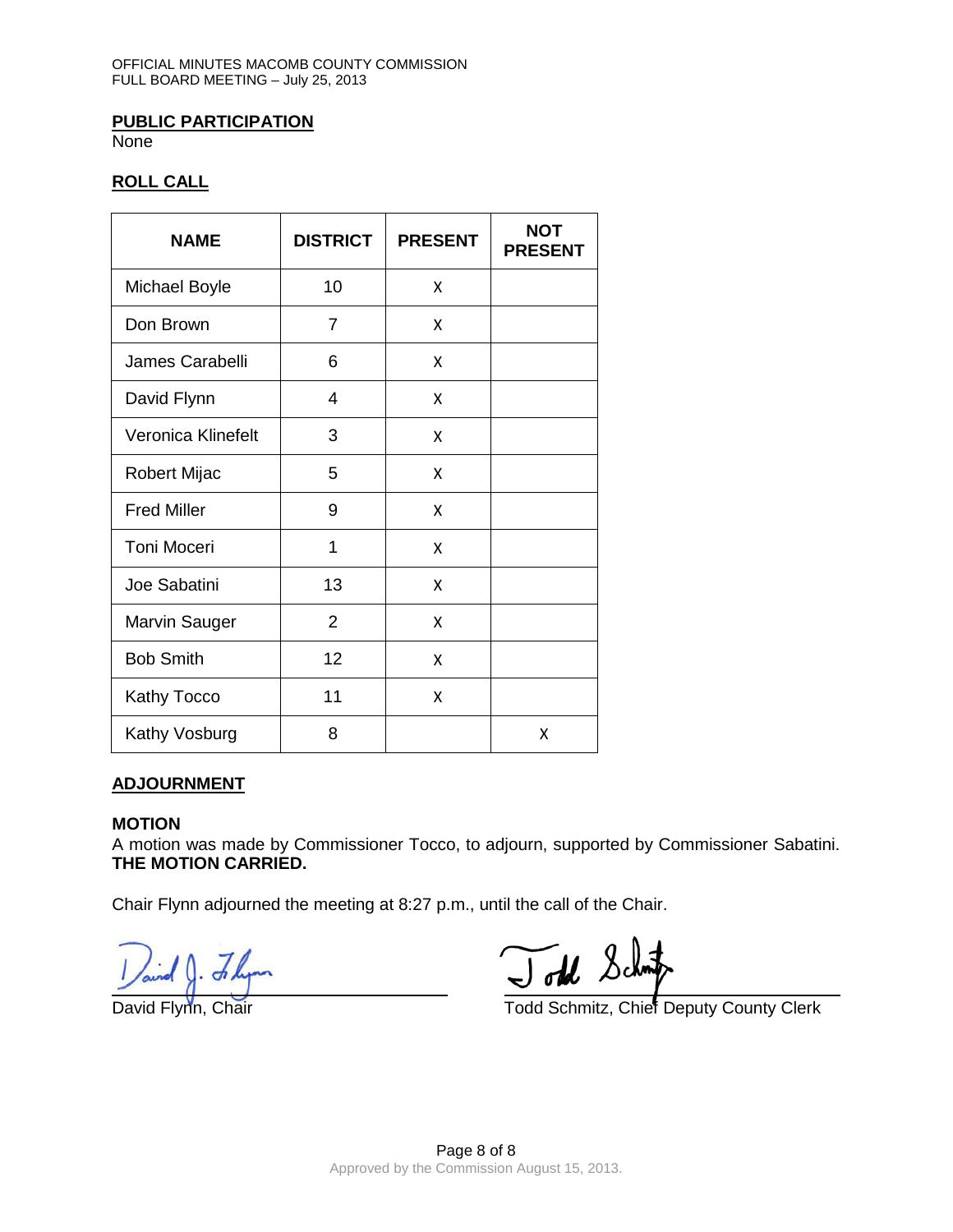## PUBLIC PARTICIPATION

None

## ROLL CALL

| NAME | DISTRICT | PRESENT | NOT PRESENT |
|---|---|---|---|
| Michael Boyle | 10 | X | |
| Don Brown | 7 | X | |
| James Carabelli | 6 | X | |
| David Flynn | 4 | X | |
| Veronica Klinefelt | 3 | X | |
| Robert Mijac | 5 | X | |
| Fred Miller | 9 | X | |
| Toni Moceri | 1 | X | |
| Joe Sabatini | 13 | X | |
| Marvin Sauger | 2 | X | |
| Bob Smith | 12 | X | |
| Kathy Tocco | 11 | X | |
| Kathy Vosburg | 8 | | X |

## ADJOURNMENT

**MOTION**

A motion was made by Commissioner Tocco, to adjourn, supported by Commissioner Sabatini.
**THE MOTION CARRIED.**

Chair Flynn adjourned the meeting at 8:27 p.m., until the call of the Chair.

David Flynn, Chair

Todd Schmitz, Chief Deputy County Clerk

Approved by the Commission August 15, 2013.